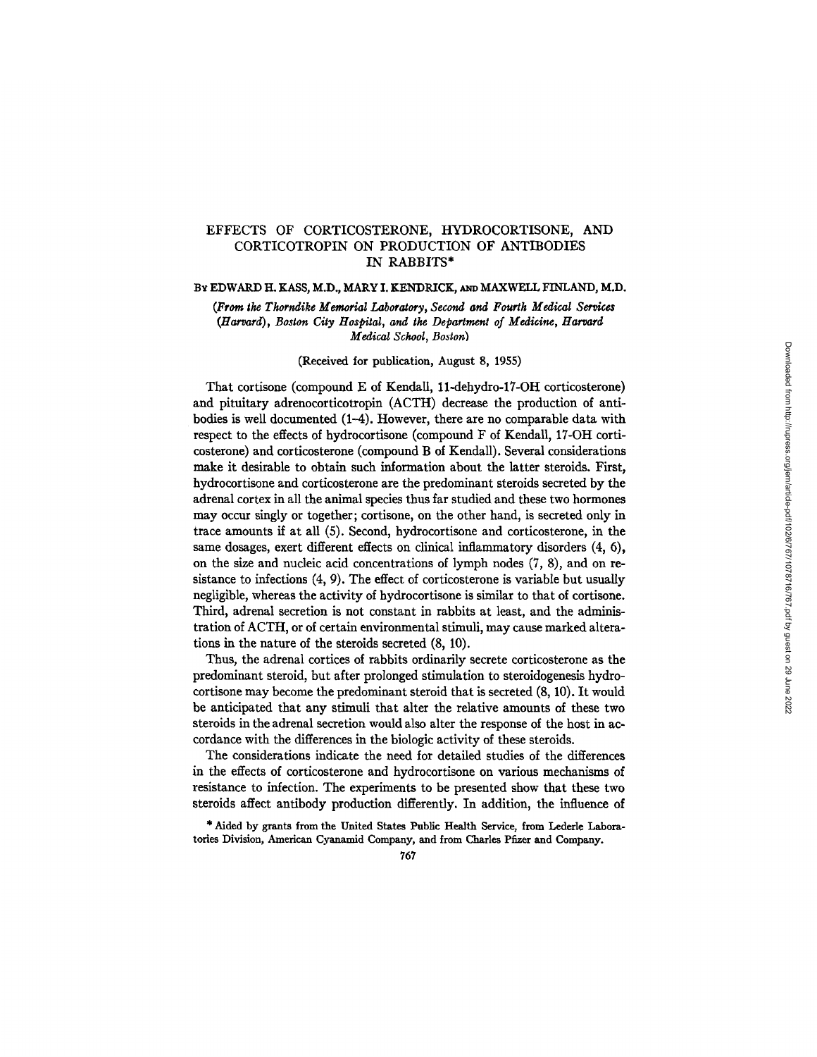# EFFECTS OF CORTICOSTERONE, HYDROCORTISONE, AND CORTICOTROPIN ON PRODUCTION OF ANTIBODIES IN RABBITS*

BY EDWARD H. KASS, M.D., MARY I. KENDRICK, AND MAXWELL FINLAND, M.D.

*(From the Thorndike Memorial Laboratory, Second and Fourth Medical Services (Harvard), Boston City Hospital, and the Department of Medicine, Harvard Medical School, Boston)*

(Received for publication, August 8, 1955)

That cortisone (compound E of Kendall, 11-dehydro-17-OH corticosterone) and pituitary adrenocorticotropin (ACTH) decrease the production of antibodies is well documented (1–4). However, there are no comparable data with respect to the effects of hydrocortisone (compound F of Kendall, 17-OH corticosterone) and corticosterone (compound B of Kendall). Several considerations make it desirable to obtain such information about the latter steroids. First, hydrocortisone and corticosterone are the predominant steroids secreted by the adrenal cortex in all the animal species thus far studied and these two hormones may occur singly or together; cortisone, on the other hand, is secreted only in trace amounts if at all (5). Second, hydrocortisone and corticosterone, in the same dosages, exert different effects on clinical inflammatory disorders (4, 6), on the size and nucleic acid concentrations of lymph nodes (7, 8), and on resistance to infections (4, 9). The effect of corticosterone is variable but usually negligible, whereas the activity of hydrocortisone is similar to that of cortisone. Third, adrenal secretion is not constant in rabbits at least, and the administration of ACTH, or of certain environmental stimuli, may cause marked alterations in the nature of the steroids secreted (8, 10).

Thus, the adrenal cortices of rabbits ordinarily secrete corticosterone as the predominant steroid, but after prolonged stimulation to steroidogenesis hydrocortisone may become the predominant steroid that is secreted (8, 10). It would be anticipated that any stimuli that alter the relative amounts of these two steroids in the adrenal secretion would also alter the response of the host in accordance with the differences in the biologic activity of these steroids.

The considerations indicate the need for detailed studies of the differences in the effects of corticosterone and hydrocortisone on various mechanisms of resistance to infection. The experiments to be presented show that these two steroids affect antibody production differently. In addition, the influence of

* Aided by grants from the United States Public Health Service, from Lederle Laboratories Division, American Cyanamid Company, and from Charles Pfizer and Company.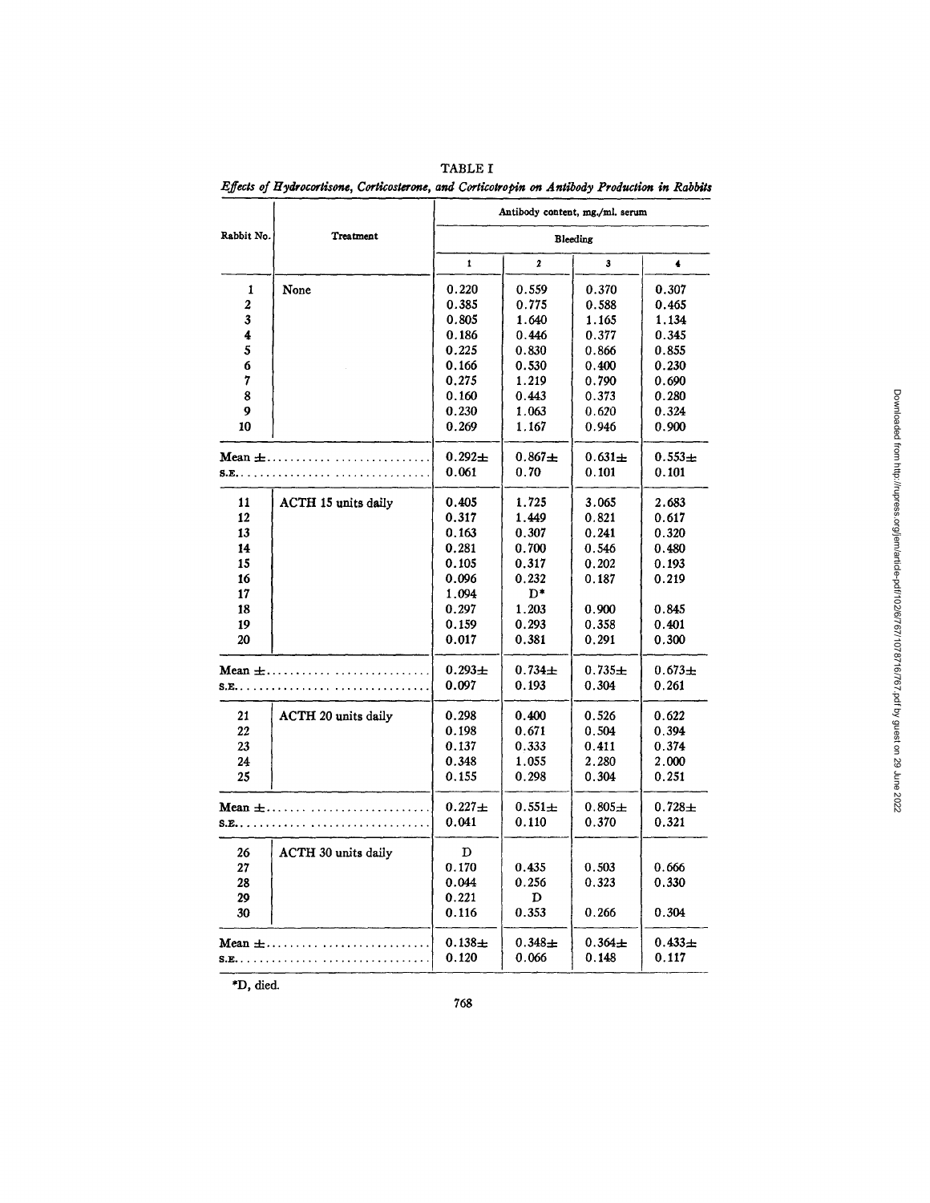TABLE I

*Effects of Hydrocortisone, Corticosterone, and Corticotropin on Antibody Production in Rabbits*

| Rabbit No. | Treatment | Antibody content, mg./ml. serum | | | |
|---|---|---|---|---|---|
| | | Bleeding | | | |
| | | 1 | 2 | 3 | 4 |
| 1 | None | 0.220 | 0.559 | 0.370 | 0.307 |
| 2 | | 0.385 | 0.775 | 0.588 | 0.465 |
| 3 | | 0.805 | 1.640 | 1.165 | 1.134 |
| 4 | | 0.186 | 0.446 | 0.377 | 0.345 |
| 5 | | 0.225 | 0.830 | 0.866 | 0.855 |
| 6 | | 0.166 | 0.530 | 0.400 | 0.230 |
| 7 | | 0.275 | 1.219 | 0.790 | 0.690 |
| 8 | | 0.160 | 0.443 | 0.373 | 0.280 |
| 9 | | 0.230 | 1.063 | 0.620 | 0.324 |
| 10 | | 0.269 | 1.167 | 0.946 | 0.900 |
| Mean ± | | 0.292± | 0.867± | 0.631± | 0.553± |
| S.E. | | 0.061 | 0.70 | 0.101 | 0.101 |
| 11 | ACTH 15 units daily | 0.405 | 1.725 | 3.065 | 2.683 |
| 12 | | 0.317 | 1.449 | 0.821 | 0.617 |
| 13 | | 0.163 | 0.307 | 0.241 | 0.320 |
| 14 | | 0.281 | 0.700 | 0.546 | 0.480 |
| 15 | | 0.105 | 0.317 | 0.202 | 0.193 |
| 16 | | 0.096 | 0.232 | 0.187 | 0.219 |
| 17 | | 1.094 | D* | | |
| 18 | | 0.297 | 1.203 | 0.900 | 0.845 |
| 19 | | 0.159 | 0.293 | 0.358 | 0.401 |
| 20 | | 0.017 | 0.381 | 0.291 | 0.300 |
| Mean ± | | 0.293± | 0.734± | 0.735± | 0.673± |
| S.E. | | 0.097 | 0.193 | 0.304 | 0.261 |
| 21 | ACTH 20 units daily | 0.298 | 0.400 | 0.526 | 0.622 |
| 22 | | 0.198 | 0.671 | 0.504 | 0.394 |
| 23 | | 0.137 | 0.333 | 0.411 | 0.374 |
| 24 | | 0.348 | 1.055 | 2.280 | 2.000 |
| 25 | | 0.155 | 0.298 | 0.304 | 0.251 |
| Mean ± | | 0.227± | 0.551± | 0.805± | 0.728± |
| S.E. | | 0.041 | 0.110 | 0.370 | 0.321 |
| 26 | ACTH 30 units daily | D | | | |
| 27 | | 0.170 | 0.435 | 0.503 | 0.666 |
| 28 | | 0.044 | 0.256 | 0.323 | 0.330 |
| 29 | | 0.221 | D | | |
| 30 | | 0.116 | 0.353 | 0.266 | 0.304 |
| Mean ± | | 0.138± | 0.348± | 0.364± | 0.433± |
| S.E. | | 0.120 | 0.066 | 0.148 | 0.117 |

*D, died.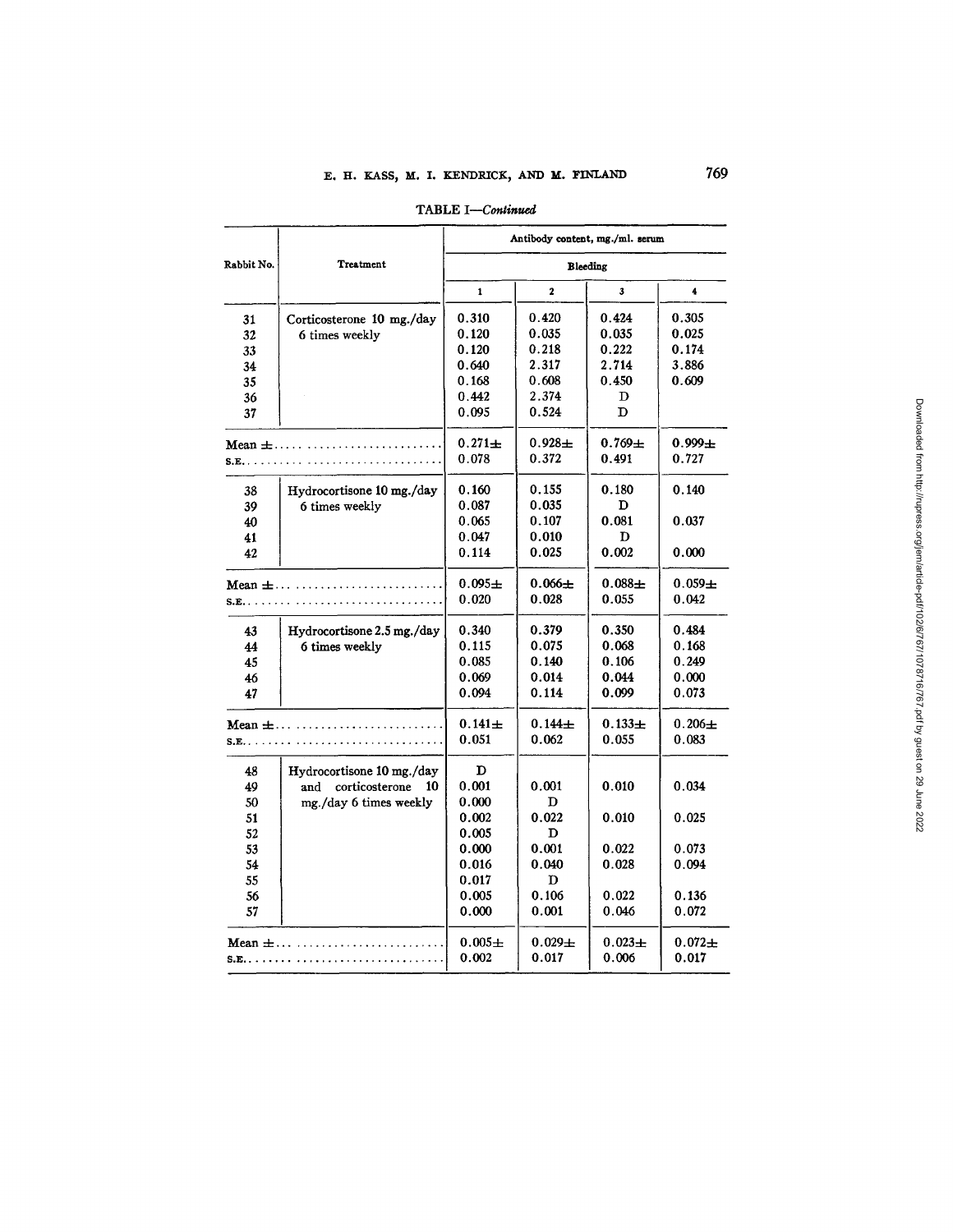TABLE I—*Continued*

| Rabbit No. | Treatment | Antibody content, mg./ml. serum | | | |
|---|---|---|---|---|---|
| | | Bleeding | | | |
| | | 1 | 2 | 3 | 4 |
| 31 | Corticosterone 10 mg./day 6 times weekly | 0.310 | 0.420 | 0.424 | 0.305 |
| 32 | | 0.120 | 0.035 | 0.035 | 0.025 |
| 33 | | 0.120 | 0.218 | 0.222 | 0.174 |
| 34 | | 0.640 | 2.317 | 2.714 | 3.886 |
| 35 | | 0.168 | 0.608 | 0.450 | 0.609 |
| 36 | | 0.442 | 2.374 | D | |
| 37 | | 0.095 | 0.524 | D | |
| Mean ± s.e. | | 0.271± 0.078 | 0.928± 0.372 | 0.769± 0.491 | 0.999± 0.727 |
| 38 | Hydrocortisone 10 mg./day 6 times weekly | 0.160 | 0.155 | 0.180 | 0.140 |
| 39 | | 0.087 | 0.035 | D | |
| 40 | | 0.065 | 0.107 | 0.081 | 0.037 |
| 41 | | 0.047 | 0.010 | D | |
| 42 | | 0.114 | 0.025 | 0.002 | 0.000 |
| Mean ± s.e. | | 0.095± 0.020 | 0.066± 0.028 | 0.088± 0.055 | 0.059± 0.042 |
| 43 | Hydrocortisone 2.5 mg./day 6 times weekly | 0.340 | 0.379 | 0.350 | 0.484 |
| 44 | | 0.115 | 0.075 | 0.068 | 0.168 |
| 45 | | 0.085 | 0.140 | 0.106 | 0.249 |
| 46 | | 0.069 | 0.014 | 0.044 | 0.000 |
| 47 | | 0.094 | 0.114 | 0.099 | 0.073 |
| Mean ± s.e. | | 0.141± 0.051 | 0.144± 0.062 | 0.133± 0.055 | 0.206± 0.083 |
| 48 | Hydrocortisone 10 mg./day and corticosterone 10 mg./day 6 times weekly | D | | | |
| 49 | | 0.001 | 0.001 | 0.010 | 0.034 |
| 50 | | 0.000 | D | | |
| 51 | | 0.002 | 0.022 | 0.010 | 0.025 |
| 52 | | 0.005 | D | | |
| 53 | | 0.000 | 0.001 | 0.022 | 0.073 |
| 54 | | 0.016 | 0.040 | 0.028 | 0.094 |
| 55 | | 0.017 | D | | |
| 56 | | 0.005 | 0.106 | 0.022 | 0.136 |
| 57 | | 0.000 | 0.001 | 0.046 | 0.072 |
| Mean ± s.e. | | 0.005± 0.002 | 0.029± 0.017 | 0.023± 0.006 | 0.072± 0.017 |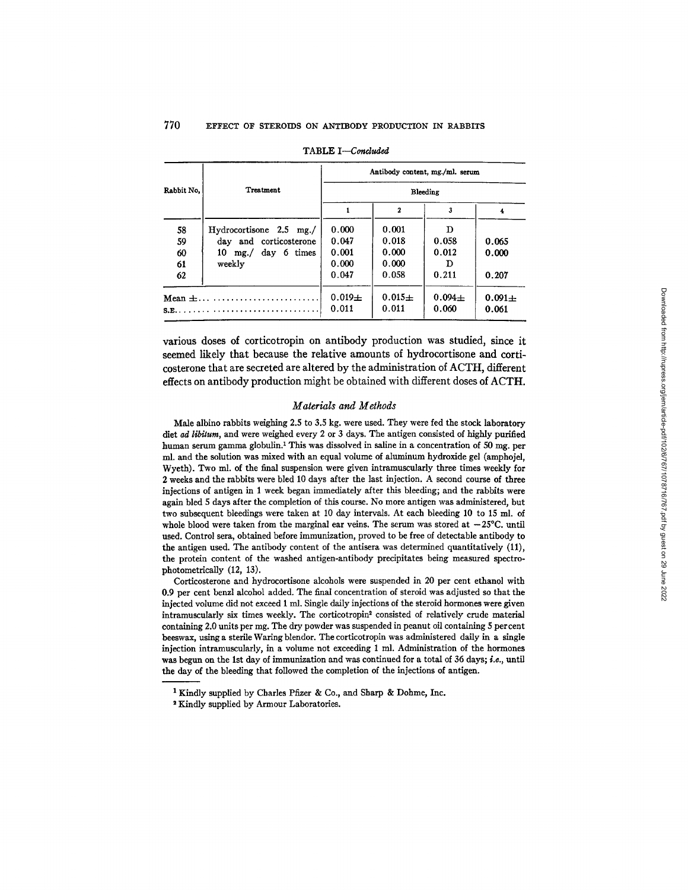TABLE I—*Concluded*

| Rabbit No. | Treatment | Antibody content, mg./ml. serum | | | |
|---|---|---|---|---|---|
| | | Bleeding | | | |
| | | 1 | 2 | 3 | 4 |
| 58 | Hydrocortisone 2.5 mg./ | 0.000 | 0.001 | D | |
| 59 | day and corticosterone | 0.047 | 0.018 | 0.058 | 0.065 |
| 60 | 10 mg./ day 6 times | 0.001 | 0.000 | 0.012 | 0.000 |
| 61 | weekly | 0.000 | 0.000 | D | |
| 62 | | 0.047 | 0.058 | 0.211 | 0.207 |
| Mean ± | | 0.019± | 0.015± | 0.094± | 0.091± |
| S.E. | | 0.011 | 0.011 | 0.060 | 0.061 |

various doses of corticotropin on antibody production was studied, since it seemed likely that because the relative amounts of hydrocortisone and corticosterone that are secreted are altered by the administration of ACTH, different effects on antibody production might be obtained with different doses of ACTH.

### *Materials and Methods*

Male albino rabbits weighing 2.5 to 3.5 kg. were used. They were fed the stock laboratory diet *ad libitum*, and were weighed every 2 or 3 days. The antigen consisted of highly purified human serum gamma globulin.[1] This was dissolved in saline in a concentration of 50 mg. per ml. and the solution was mixed with an equal volume of aluminum hydroxide gel (amphojel, Wyeth). Two ml. of the final suspension were given intramuscularly three times weekly for 2 weeks and the rabbits were bled 10 days after the last injection. A second course of three injections of antigen in 1 week began immediately after this bleeding; and the rabbits were again bled 5 days after the completion of this course. No more antigen was administered, but two subsequent bleedings were taken at 10 day intervals. At each bleeding 10 to 15 ml. of whole blood were taken from the marginal ear veins. The serum was stored at −25°C. until used. Control sera, obtained before immunization, proved to be free of detectable antibody to the antigen used. The antibody content of the antisera was determined quantitatively (11), the protein content of the washed antigen-antibody precipitates being measured spectrophotometrically (12, 13).

Corticosterone and hydrocortisone alcohols were suspended in 20 per cent ethanol with 0.9 per cent benzl alcohol added. The final concentration of steroid was adjusted so that the injected volume did not exceed 1 ml. Single daily injections of the steroid hormones were given intramuscularly six times weekly. The corticotropin[2] consisted of relatively crude material containing 2.0 units per mg. The dry powder was suspended in peanut oil containing 5 percent beeswax, using a sterile Waring blendor. The corticotropin was administered daily in a single injection intramuscularly, in a volume not exceeding 1 ml. Administration of the hormones was begun on the 1st day of immunization and was continued for a total of 36 days; *i.e.*, until the day of the bleeding that followed the completion of the injections of antigen.

[1] Kindly supplied by Charles Pfizer & Co., and Sharp & Dohme, Inc.

[2] Kindly supplied by Armour Laboratories.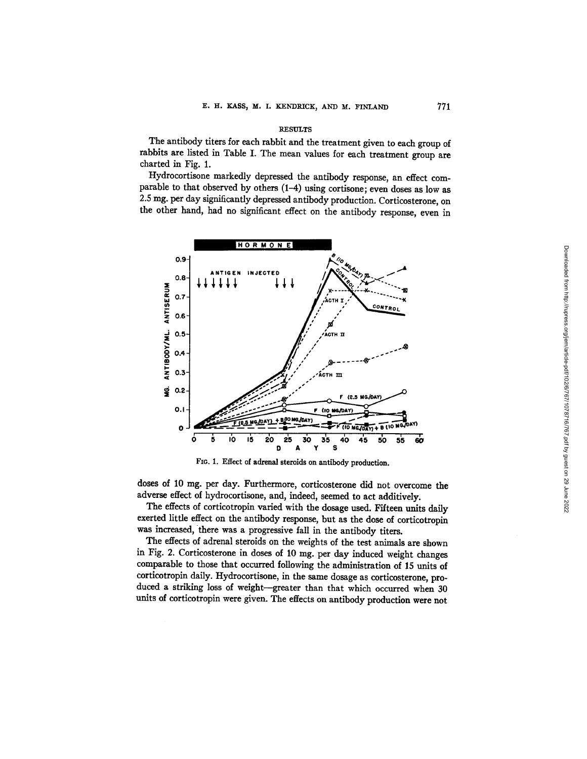## RESULTS

The antibody titers for each rabbit and the treatment given to each group of rabbits are listed in Table I. The mean values for each treatment group are charted in Fig. 1.

Hydrocortisone markedly depressed the antibody response, an effect comparable to that observed by others (1–4) using cortisone; even doses as low as 2.5 mg. per day significantly depressed antibody production. Corticosterone, on the other hand, had no significant effect on the antibody response, even in

FIG. 1. Effect of adrenal steroids on antibody production.

doses of 10 mg. per day. Furthermore, corticosterone did not overcome the adverse effect of hydrocortisone, and, indeed, seemed to act additively.

The effects of corticotropin varied with the dosage used. Fifteen units daily exerted little effect on the antibody response, but as the dose of corticotropin was increased, there was a progressive fall in the antibody titers.

The effects of adrenal steroids on the weights of the test animals are shown in Fig. 2. Corticosterone in doses of 10 mg. per day induced weight changes comparable to those that occurred following the administration of 15 units of corticotropin daily. Hydrocortisone, in the same dosage as corticosterone, produced a striking loss of weight—greater than that which occurred when 30 units of corticotropin were given. The effects on antibody production were not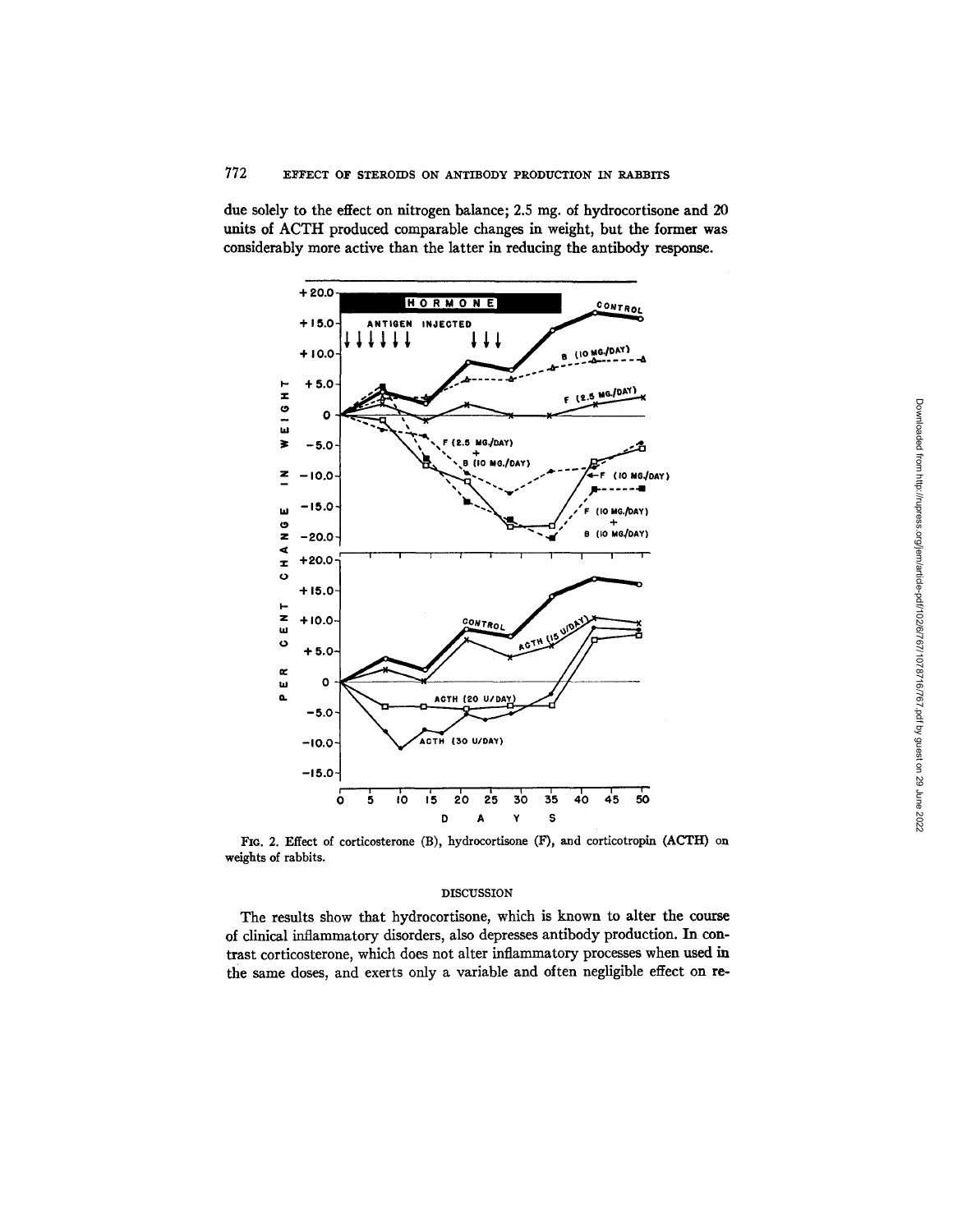due solely to the effect on nitrogen balance; 2.5 mg. of hydrocortisone and 20 units of ACTH produced comparable changes in weight, but the former was considerably more active than the latter in reducing the antibody response.

FIG. 2. Effect of corticosterone (B), hydrocortisone (F), and corticotropin (ACTH) on weights of rabbits.

## DISCUSSION

The results show that hydrocortisone, which is known to alter the course of clinical inflammatory disorders, also depresses antibody production. In contrast corticosterone, which does not alter inflammatory processes when used in the same doses, and exerts only a variable and often negligible effect on re-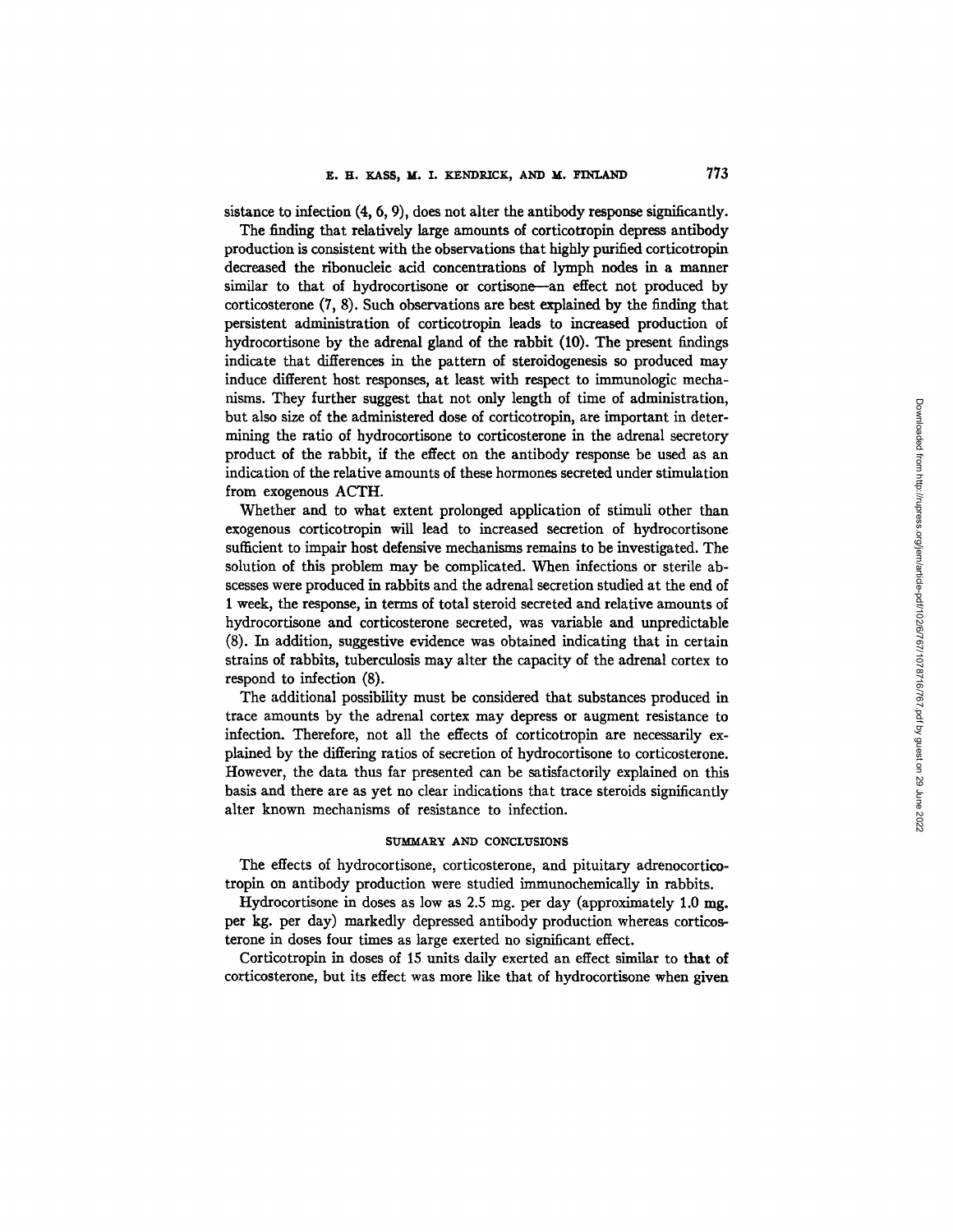sistance to infection (4, 6, 9), does not alter the antibody response significantly.

The finding that relatively large amounts of corticotropin depress antibody production is consistent with the observations that highly purified corticotropin decreased the ribonucleic acid concentrations of lymph nodes in a manner similar to that of hydrocortisone or cortisone—an effect not produced by corticosterone (7, 8). Such observations are best explained by the finding that persistent administration of corticotropin leads to increased production of hydrocortisone by the adrenal gland of the rabbit (10). The present findings indicate that differences in the pattern of steroidogenesis so produced may induce different host responses, at least with respect to immunologic mechanisms. They further suggest that not only length of time of administration, but also size of the administered dose of corticotropin, are important in determining the ratio of hydrocortisone to corticosterone in the adrenal secretory product of the rabbit, if the effect on the antibody response be used as an indication of the relative amounts of these hormones secreted under stimulation from exogenous ACTH.

Whether and to what extent prolonged application of stimuli other than exogenous corticotropin will lead to increased secretion of hydrocortisone sufficient to impair host defensive mechanisms remains to be investigated. The solution of this problem may be complicated. When infections or sterile abscesses were produced in rabbits and the adrenal secretion studied at the end of 1 week, the response, in terms of total steroid secreted and relative amounts of hydrocortisone and corticosterone secreted, was variable and unpredictable (8). In addition, suggestive evidence was obtained indicating that in certain strains of rabbits, tuberculosis may alter the capacity of the adrenal cortex to respond to infection (8).

The additional possibility must be considered that substances produced in trace amounts by the adrenal cortex may depress or augment resistance to infection. Therefore, not all the effects of corticotropin are necessarily explained by the differing ratios of secretion of hydrocortisone to corticosterone. However, the data thus far presented can be satisfactorily explained on this basis and there are as yet no clear indications that trace steroids significantly alter known mechanisms of resistance to infection.

## SUMMARY AND CONCLUSIONS

The effects of hydrocortisone, corticosterone, and pituitary adrenocorticotropin on antibody production were studied immunochemically in rabbits.

Hydrocortisone in doses as low as 2.5 mg. per day (approximately 1.0 mg. per kg. per day) markedly depressed antibody production whereas corticosterone in doses four times as large exerted no significant effect.

Corticotropin in doses of 15 units daily exerted an effect similar to that of corticosterone, but its effect was more like that of hydrocortisone when given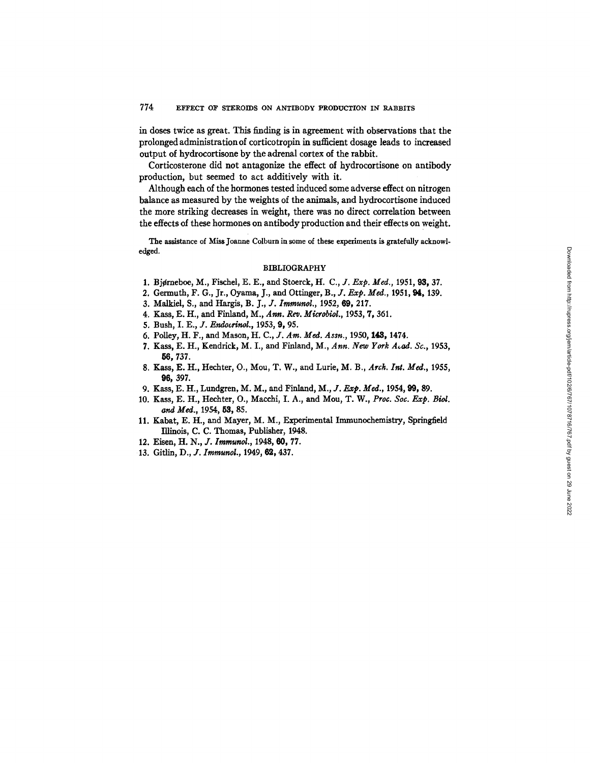in doses twice as great. This finding is in agreement with observations that the prolonged administration of corticotropin in sufficient dosage leads to increased output of hydrocortisone by the adrenal cortex of the rabbit.

Corticosterone did not antagonize the effect of hydrocortisone on antibody production, but seemed to act additively with it.

Although each of the hormones tested induced some adverse effect on nitrogen balance as measured by the weights of the animals, and hydrocortisone induced the more striking decreases in weight, there was no direct correlation between the effects of these hormones on antibody production and their effects on weight.

The assistance of Miss Joanne Colburn in some of these experiments is gratefully acknowledged.

## BIBLIOGRAPHY

1. Bjørneboe, M., Fischel, E. E., and Stoerck, H. C., *J. Exp. Med.*, 1951, **93**, 37.
2. Germuth, F. G., Jr., Oyama, J., and Ottinger, B., *J. Exp. Med.*, 1951, **94**, 139.
3. Malkiel, S., and Hargis, B. J., *J. Immunol.*, 1952, **69**, 217.
4. Kass, E. H., and Finland, M., *Ann. Rev. Microbiol.*, 1953, **7**, 361.
5. Bush, I. E., *J. Endocrinol.*, 1953, **9**, 95.
6. Polley, H. F., and Mason, H. C., *J. Am. Med. Assn.*, 1950, **143**, 1474.
7. Kass, E. H., Kendrick, M. I., and Finland, M., *Ann. New York Acad. Sc.*, 1953, **56**, 737.
8. Kass, E. H., Hechter, O., Mou, T. W., and Lurie, M. B., *Arch. Int. Med.*, 1955, **96**, 397.
9. Kass, E. H., Lundgren, M. M., and Finland, M., *J. Exp. Med.*, 1954, **99**, 89.
10. Kass, E. H., Hechter, O., Macchi, I. A., and Mou, T. W., *Proc. Soc. Exp. Biol. and Med.*, 1954, **53**, 85.
11. Kabat, E. H., and Mayer, M. M., Experimental Immunochemistry, Springfield Illinois, C. C. Thomas, Publisher, 1948.
12. Eisen, H. N., *J. Immunol.*, 1948, **60**, 77.
13. Gitlin, D., *J. Immunol.*, 1949, **62**, 437.